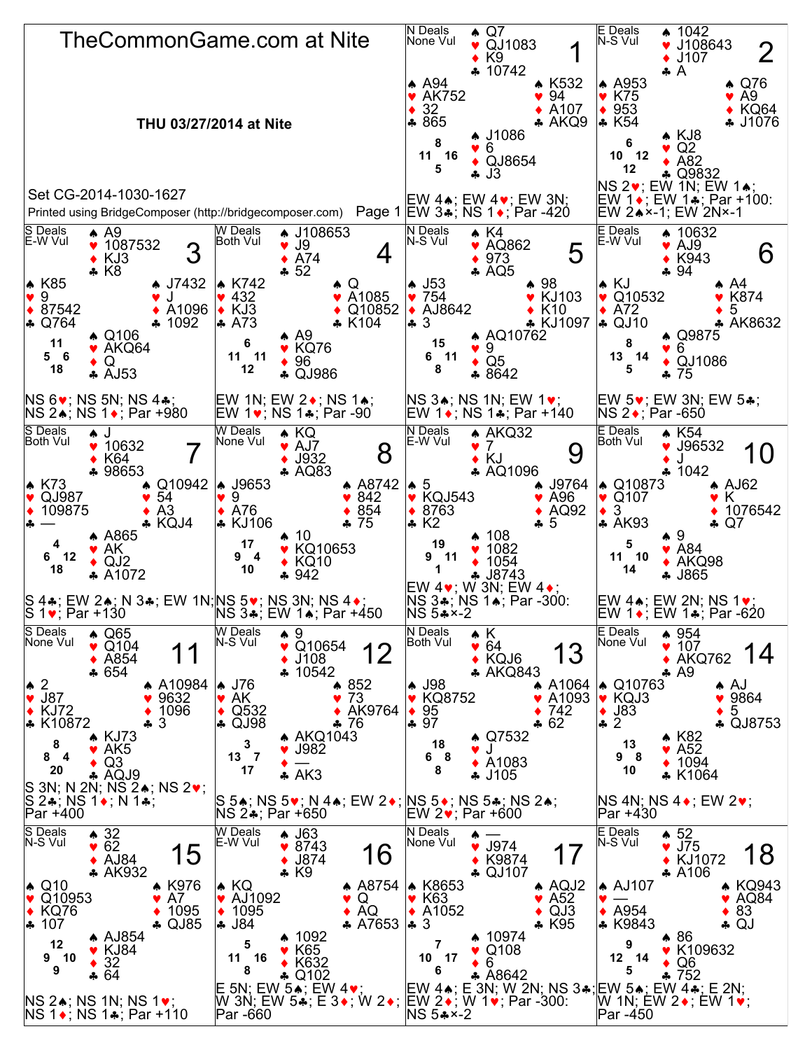# TheCommonGame.com at Nite

**THU 03/27/2014 at Nite**

Set CG-2014-1030-1627

Printed using BridgeComposer (http://bridgecomposer.com)

---

## Board 1

N Deals, None Vul

- North: ♠ Q7 ♥ QJ1083 ♦ K9 ♣ 10742
- West: ♠ A94 ♥ AK752 ♦ 32 ♣ 865
- East: ♠ K532 ♥ 94 ♦ A107 ♣ AKQ9
- South: ♠ J1086 ♥ 6 ♦ QJ8654 ♣ J3

HCP: N 8, W 11, E 16, S 5

EW 4♠; EW 4♥; EW 3N; EW 3♣; NS 1♦; Par -420

## Board 2

E Deals, N-S Vul

- North: ♠ 1042 ♥ J108643 ♦ J107 ♣ A
- West: ♠ A953 ♥ K75 ♦ 953 ♣ K54
- East: ♠ Q76 ♥ A9 ♦ KQ64 ♣ J1076
- South: ♠ KJ8 ♥ Q2 ♦ A82 ♣ Q9832

HCP: N 6, W 10, E 12, S 12

NS 2♥; EW 1N; EW 1♠; EW 1♦; EW 1♣; Par +100: EW 2♠×-1; EW 2N×-1

## Board 3

S Deals, E-W Vul

- North: ♠ A9 ♥ 1087532 ♦ KJ3 ♣ K8
- West: ♠ K85 ♥ 9 ♦ 87542 ♣ Q764
- East: ♠ J7432 ♥ J ♦ A1096 ♣ 1092
- South: ♠ Q106 ♥ AKQ64 ♦ Q ♣ AJ53

HCP: N 11, W 5, E 6, S 18

NS 6♥; NS 5N; NS 4♣; NS 2♠; NS 1♦; Par +980

## Board 4

W Deals, Both Vul

- North: ♠ J108653 ♥ J9 ♦ A74 ♣ 52
- West: ♠ K742 ♥ 432 ♦ KJ3 ♣ A73
- East: ♠ Q ♥ A1085 ♦ Q10852 ♣ K104
- South: ♠ A9 ♥ KQ76 ♦ 96 ♣ QJ986

HCP: N 6, W 11, E 11, S 12

EW 1N; EW 2♦; NS 1♠; EW 1♥; NS 1♣; Par -90

## Board 5

N Deals, N-S Vul

- North: ♠ K4 ♥ AQ862 ♦ 973 ♣ AQ5
- West: ♠ J53 ♥ 754 ♦ AJ8642 ♣ 3
- East: ♠ 98 ♥ KJ103 ♦ K10 ♣ KJ1097
- South: ♠ AQ10762 ♥ 9 ♦ Q5 ♣ 8642

HCP: N 15, W 6, E 11, S 8

NS 3♠; NS 1N; EW 1♥; EW 1♦; NS 1♣; Par +140

## Board 6

E Deals, E-W Vul

- North: ♠ 10632 ♥ AJ9 ♦ K943 ♣ 94
- West: ♠ KJ ♥ Q10532 ♦ A72 ♣ QJ10
- East: ♠ A4 ♥ K874 ♦ 5 ♣ AK8632
- South: ♠ Q9875 ♥ 6 ♦ QJ1086 ♣ 75

HCP: N 8, W 13, E 14, S 5

EW 5♥; EW 3N; EW 5♣; NS 2♦; Par -650

## Board 7

S Deals, Both Vul

- North: ♠ J ♥ 10632 ♦ K64 ♣ 98653
- West: ♠ K73 ♥ QJ987 ♦ 109875 ♣ —
- East: ♠ Q10942 ♥ 54 ♦ A3 ♣ KQJ4
- South: ♠ A865 ♥ AK ♦ QJ2 ♣ A1072

HCP: N 4, W 6, E 12, S 18

S 4♣; EW 2♠; N 3♣; EW 1N; S 1♥; Par +130

## Board 8

W Deals, None Vul

- North: ♠ KQ ♥ AJ7 ♦ J932 ♣ AQ83
- West: ♠ J9653 ♥ 9 ♦ A76 ♣ KJ106
- East: ♠ A8742 ♥ 842 ♦ 854 ♣ 75
- South: ♠ 10 ♥ KQ10653 ♦ KQ10 ♣ 942

HCP: N 17, W 9, E 4, S 10

NS 5♥; NS 3N; NS 4♦; NS 3♣; EW 1♠; Par +450

## Board 9

N Deals, E-W Vul

- North: ♠ AKQ32 ♥ 7 ♦ KJ ♣ AQ1096
- West: ♠ 5 ♥ KQJ543 ♦ 8763 ♣ K2
- East: ♠ J9764 ♥ A96 ♦ AQ92 ♣ 5
- South: ♠ 108 ♥ 1082 ♦ 1054 ♣ J8743

HCP: N 19, W 9, E 11, S 1

EW 4♥; W 3N; EW 4♦; NS 3♣; NS 1♠; Par -300: NS 5♣×-2

## Board 10

E Deals, Both Vul

- North: ♠ K54 ♥ J96532 ♦ J ♣ 1042
- West: ♠ Q10873 ♥ Q107 ♦ 3 ♣ AK93
- East: ♠ AJ62 ♥ K ♦ 1076542 ♣ Q7
- South: ♠ 9 ♥ A84 ♦ AKQ98 ♣ J865

HCP: N 5, W 11, E 10, S 14

EW 4♠; EW 2N; NS 1♥; EW 1♦; EW 1♣; Par -620

## Board 11

S Deals, None Vul

- North: ♠ Q65 ♥ Q104 ♦ A854 ♣ 654
- West: ♠ 2 ♥ J87 ♦ KJ72 ♣ K10872
- East: ♠ A10984 ♥ 9632 ♦ 1096 ♣ 3
- South: ♠ KJ73 ♥ AK5 ♦ Q3 ♣ AQJ9

HCP: N 8, W 8, E 4, S 20

S 3N; N 2N; NS 2♠; NS 2♥; S 2♣; NS 1♦; N 1♣; Par +400

## Board 12

W Deals, N-S Vul

- North: ♠ 9 ♥ Q10654 ♦ J108 ♣ 10542
- West: ♠ J76 ♥ AK ♦ Q532 ♣ QJ98
- East: ♠ 852 ♥ 73 ♦ AK9764 ♣ 76
- South: ♠ AKQ1043 ♥ J982 ♦ — ♣ AK3

HCP: N 3, W 13, E 7, S 17

S 5♠; NS 5♥; N 4♠; EW 2♦; NS 2♣; Par +650

## Board 13

N Deals, Both Vul

- North: ♠ K ♥ 64 ♦ KQJ6 ♣ AKQ843
- West: ♠ J98 ♥ KQ8752 ♦ 95 ♣ 97
- East: ♠ A1064 ♥ A1093 ♦ 742 ♣ 62
- South: ♠ Q7532 ♥ J ♦ A1083 ♣ J105

HCP: N 18, W 6, E 8, S 8

NS 5♦; NS 5♣; NS 2♠; EW 2♥; Par +600

## Board 14

E Deals, None Vul

- North: ♠ 954 ♥ 107 ♦ AKQ762 ♣ A9
- West: ♠ Q10763 ♥ KQJ3 ♦ J83 ♣ 2
- East: ♠ AJ ♥ 9864 ♦ 5 ♣ QJ8753
- South: ♠ K82 ♥ A52 ♦ 1094 ♣ K1064

HCP: N 13, W 9, E 8, S 10

NS 4N; NS 4♦; EW 2♥; Par +430

## Board 15

S Deals, N-S Vul

- North: ♠ 32 ♥ 62 ♦ AJ84 ♣ AK932
- West: ♠ Q10 ♥ Q10953 ♦ KQ76 ♣ 107
- East: ♠ K976 ♥ A7 ♦ 1095 ♣ QJ85
- South: ♠ AJ854 ♥ KJ84 ♦ 32 ♣ 64

HCP: N 12, W 9, E 10, S 9

NS 2♠; NS 1N; NS 1♥; NS 1♦; NS 1♣; Par +110

## Board 16

W Deals, E-W Vul

- North: ♠ J63 ♥ 8743 ♦ J874 ♣ K9
- West: ♠ KQ ♥ AJ1092 ♦ 1095 ♣ J84
- East: ♠ A8754 ♥ Q ♦ AQ ♣ A7653
- South: ♠ 1092 ♥ K65 ♦ K632 ♣ Q102

HCP: N 5, W 11, E 16, S 8

E 5N; EW 5♠; EW 4♥; W 3N; EW 5♣; E 3♦; W 2♦; Par -660

## Board 17

N Deals, None Vul

- North: ♠ — ♥ J974 ♦ K9874 ♣ QJ107
- West: ♠ K8653 ♥ K63 ♦ A1052 ♣ 3
- East: ♠ AQJ2 ♥ A52 ♦ QJ3 ♣ K95
- South: ♠ 10974 ♥ Q108 ♦ 6 ♣ A8642

HCP: N 7, W 10, E 17, S 6

EW 4♠; E 3N; W 2N; NS 3♣; EW 2♦; W 1♥; Par -300: NS 5♣×-2

## Board 18

E Deals, N-S Vul

- North: ♠ 52 ♥ J75 ♦ KJ1072 ♣ A106
- West: ♠ AJ107 ♥ — ♦ A954 ♣ K9843
- East: ♠ KQ943 ♥ AQ84 ♦ 83 ♣ QJ
- South: ♠ 86 ♥ K109632 ♦ Q6 ♣ 752

HCP: N 9, W 12, E 14, S 5

EW 5♠; EW 4♣; E 2N; W 1N; EW 2♦; EW 1♥; Par -450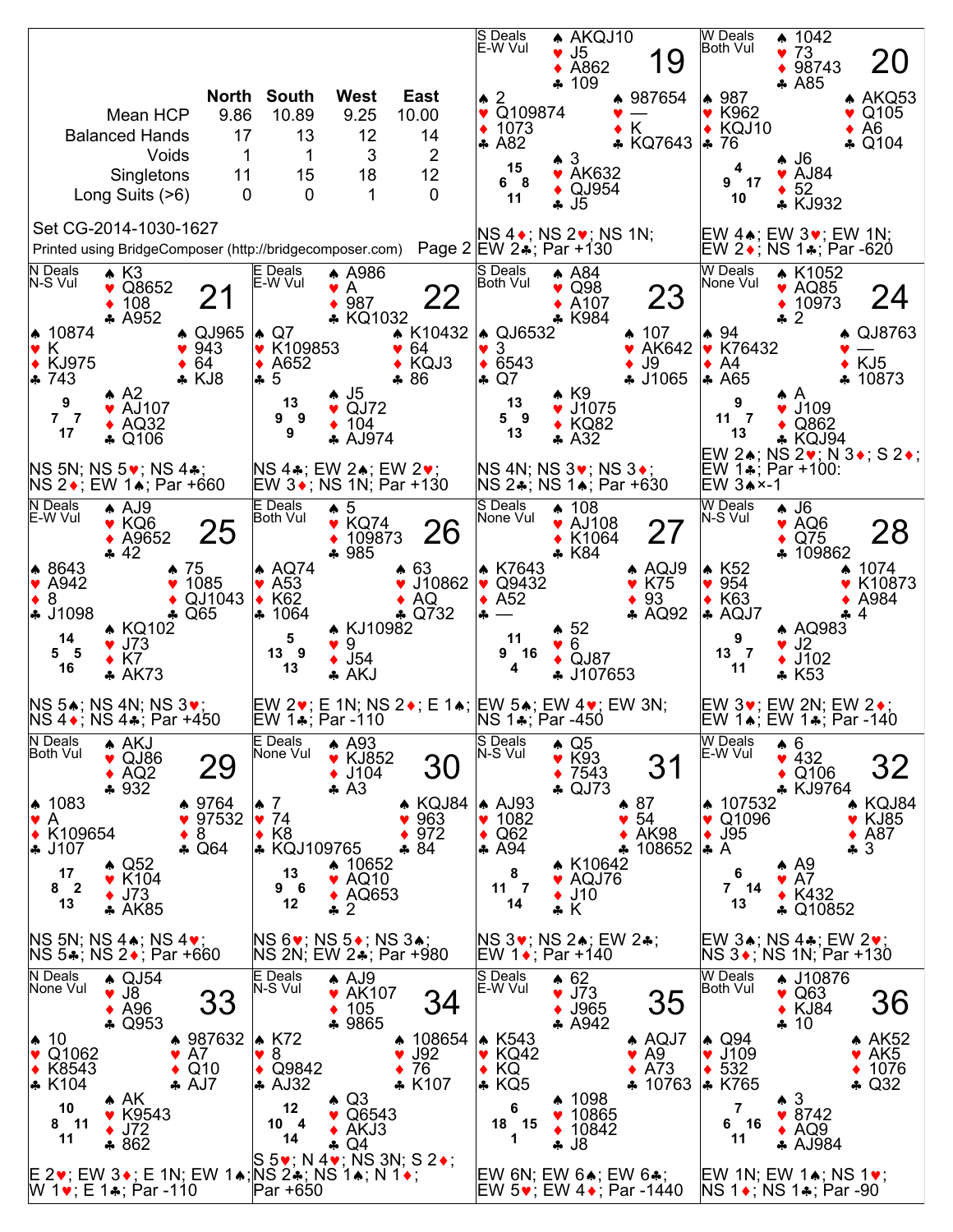| | North | South | West | East |
|---|---|---|---|---|
| Mean HCP | 9.86 | 10.89 | 9.25 | 10.00 |
| Balanced Hands | 17 | 13 | 12 | 14 |
| Voids | 1 | 1 | 3 | 2 |
| Singletons | 11 | 15 | 18 | 12 |
| Long Suits (>6) | 0 | 0 | 1 | 0 |

Set CG-2014-1030-1627

Printed using BridgeComposer (http://bridgecomposer.com)

## Board 19

S Deals, E-W Vul

North: ♠ AKQJ10 ♥ J5 ♦ A862 ♣ 109

West: ♠ 2 ♥ Q109874 ♦ 1073 ♣ A82

East: ♠ 987654 ♥ — ♦ K ♣ KQ7643

South: ♠ 3 ♥ AK632 ♦ QJ954 ♣ J5

HCP: N 15, W 6, E 8, S 11

NS 4♦; NS 2♥; NS 1N; EW 2♣; Par +130

## Board 20

W Deals, Both Vul

North: ♠ 1042 ♥ 73 ♦ 98743 ♣ A85

West: ♠ 987 ♥ K962 ♦ KQJ10 ♣ 76

East: ♠ AKQ53 ♥ Q105 ♦ A6 ♣ Q104

South: ♠ J6 ♥ AJ84 ♦ 52 ♣ KJ932

HCP: N 4, W 9, E 17, S 10

EW 4♠; EW 3♥; EW 1N; EW 2♦; NS 1♣; Par -620

## Board 21

N Deals, N-S Vul

North: ♠ K3 ♥ Q8652 ♦ 108 ♣ A952

West: ♠ 10874 ♥ K ♦ KJ975 ♣ 743

East: ♠ QJ965 ♥ 943 ♦ 64 ♣ KJ8

South: ♠ A2 ♥ AJ107 ♦ AQ32 ♣ Q106

HCP: N 9, W 7, E 7, S 17

NS 5N; NS 5♥; NS 4♣; NS 2♦; EW 1♠; Par +660

## Board 22

E Deals, E-W Vul

North: ♠ A986 ♥ A ♦ 987 ♣ KQ1032

West: ♠ Q7 ♥ K109853 ♦ A652 ♣ 5

East: ♠ K10432 ♥ 64 ♦ KQJ3 ♣ 86

South: ♠ J5 ♥ QJ72 ♦ 104 ♣ AJ974

HCP: N 13, W 9, E 9, S 9

NS 4♣; EW 2♠; EW 2♥; EW 3♦; NS 1N; Par +130

## Board 23

S Deals, Both Vul

North: ♠ A84 ♥ Q98 ♦ A107 ♣ K984

West: ♠ QJ6532 ♥ 3 ♦ 6543 ♣ Q7

East: ♠ 107 ♥ AK642 ♦ J9 ♣ J1065

South: ♠ K9 ♥ J1075 ♦ KQ82 ♣ A32

HCP: N 13, W 5, E 9, S 13

NS 4N; NS 3♥; NS 3♦; NS 2♣; NS 1♠; Par +630

## Board 24

W Deals, None Vul

North: ♠ K1052 ♥ AQ85 ♦ 10973 ♣ 2

West: ♠ 94 ♥ K76432 ♦ A4 ♣ A65

East: ♠ QJ8763 ♥ — ♦ KJ5 ♣ 10873

South: ♠ A ♥ J109 ♦ Q862 ♣ KQJ94

HCP: N 9, W 11, E 7, S 13

EW 2♠; NS 2♥; N 3♦; S 2♦; EW 1♣; Par +100: EW 3♠×-1

## Board 25

N Deals, E-W Vul

North: ♠ AJ9 ♥ KQ6 ♦ A9652 ♣ 42

West: ♠ 8643 ♥ A942 ♦ 8 ♣ J1098

East: ♠ 75 ♥ 1085 ♦ QJ1043 ♣ Q65

South: ♠ KQ102 ♥ J73 ♦ K7 ♣ AK73

HCP: N 14, W 5, E 5, S 16

NS 5♠; NS 4N; NS 3♥; NS 4♦; NS 4♣; Par +450

## Board 26

E Deals, Both Vul

North: ♠ 5 ♥ KQ74 ♦ 109873 ♣ 985

West: ♠ AQ74 ♥ A53 ♦ K62 ♣ 1064

East: ♠ 63 ♥ J10862 ♦ AQ ♣ Q732

South: ♠ KJ10982 ♥ 9 ♦ J54 ♣ AKJ

HCP: N 5, W 13, E 9, S 13

EW 2♥; E 1N; NS 2♦; E 1♠; EW 1♣; Par -110

## Board 27

S Deals, None Vul

North: ♠ 108 ♥ AJ108 ♦ K1064 ♣ K84

West: ♠ K7643 ♥ Q9432 ♦ A52 ♣ —

East: ♠ AQJ9 ♥ K75 ♦ 93 ♣ AQ92

South: ♠ 52 ♥ 6 ♦ QJ87 ♣ J107653

HCP: N 11, W 9, E 16, S 4

EW 5♠; EW 4♥; EW 3N; NS 1♣; Par -450

## Board 28

W Deals, N-S Vul

North: ♠ J6 ♥ AQ6 ♦ Q75 ♣ 109862

West: ♠ K52 ♥ 954 ♦ K63 ♣ AQJ7

East: ♠ 1074 ♥ K10873 ♦ A984 ♣ 4

South: ♠ AQ983 ♥ J2 ♦ J102 ♣ K53

HCP: N 9, W 13, E 7, S 11

EW 3♥; EW 2N; EW 2♦; EW 1♠; EW 1♣; Par -140

## Board 29

N Deals, Both Vul

North: ♠ AKJ ♥ QJ86 ♦ AQ2 ♣ 932

West: ♠ 1083 ♥ A ♦ K109654 ♣ J107

East: ♠ 9764 ♥ 97532 ♦ 8 ♣ Q64

South: ♠ Q52 ♥ K104 ♦ J73 ♣ AK85

HCP: N 17, W 8, E 2, S 13

NS 5N; NS 4♠; NS 4♥; NS 5♣; NS 2♦; Par +660

## Board 30

E Deals, None Vul

North: ♠ A93 ♥ KJ852 ♦ J104 ♣ A3

West: ♠ 7 ♥ 74 ♦ K8 ♣ KQJ109765

East: ♠ KQJ84 ♥ 963 ♦ 972 ♣ 84

South: ♠ 10652 ♥ AQ10 ♦ AQ653 ♣ 2

HCP: N 13, W 9, E 6, S 12

NS 6♥; NS 5♦; NS 3♠; NS 2N; EW 2♣; Par +980

## Board 31

S Deals, N-S Vul

North: ♠ Q5 ♥ K93 ♦ 7543 ♣ QJ73

West: ♠ AJ93 ♥ 1082 ♦ Q62 ♣ A94

East: ♠ 87 ♥ 54 ♦ AK98 ♣ 108652

South: ♠ K10642 ♥ AQJ76 ♦ J10 ♣ K

HCP: N 8, W 11, E 7, S 14

NS 3♥; NS 2♠; EW 2♣; EW 1♦; Par +140

## Board 32

W Deals, E-W Vul

North: ♠ 6 ♥ 432 ♦ Q106 ♣ KJ9764

West: ♠ 107532 ♥ Q1096 ♦ J95 ♣ A

East: ♠ KQJ84 ♥ KJ85 ♦ A87 ♣ 3

South: ♠ A9 ♥ A7 ♦ K432 ♣ Q10852

HCP: N 6, W 7, E 14, S 13

EW 3♠; NS 4♣; EW 2♥; NS 3♦; NS 1N; Par +130

## Board 33

N Deals, None Vul

North: ♠ QJ54 ♥ J8 ♦ A96 ♣ Q953

West: ♠ 10 ♥ Q1062 ♦ K8543 ♣ K104

East: ♠ 987632 ♥ A7 ♦ Q10 ♣ AJ7

South: ♠ AK ♥ K9543 ♦ J72 ♣ 862

HCP: N 10, W 8, E 11, S 11

E 2♥; EW 3♦; E 1N; EW 1♠; W 1♥; E 1♣; Par -110

## Board 34

E Deals, N-S Vul

North: ♠ AJ9 ♥ AK107 ♦ 105 ♣ 9865

West: ♠ K72 ♥ 8 ♦ Q9842 ♣ AJ32

East: ♠ 108654 ♥ J92 ♦ 76 ♣ K107

South: ♠ Q3 ♥ Q6543 ♦ AKJ3 ♣ Q4

HCP: N 12, W 10, E 4, S 14

S 5♥; N 4♥; NS 3N; S 2♦; NS 2♣; NS 1♠; N 1♦; Par +650

## Board 35

S Deals, E-W Vul

North: ♠ 62 ♥ J73 ♦ J965 ♣ A942

West: ♠ K543 ♥ KQ42 ♦ KQ ♣ KQ5

East: ♠ AQJ7 ♥ A9 ♦ A73 ♣ 10763

South: ♠ 1098 ♥ 10865 ♦ 10842 ♣ J8

HCP: N 6, W 18, E 15, S 1

EW 6N; EW 6♠; EW 6♣; EW 5♥; EW 4♦; Par -1440

## Board 36

W Deals, Both Vul

North: ♠ J10876 ♥ Q63 ♦ KJ84 ♣ 10

West: ♠ Q94 ♥ J109 ♦ 532 ♣ K765

East: ♠ AK52 ♥ AK5 ♦ 1076 ♣ Q32

South: ♠ 3 ♥ 8742 ♦ AQ9 ♣ AJ984

HCP: N 7, W 6, E 16, S 11

EW 1N; EW 1♠; NS 1♥; NS 1♦; NS 1♣; Par -90